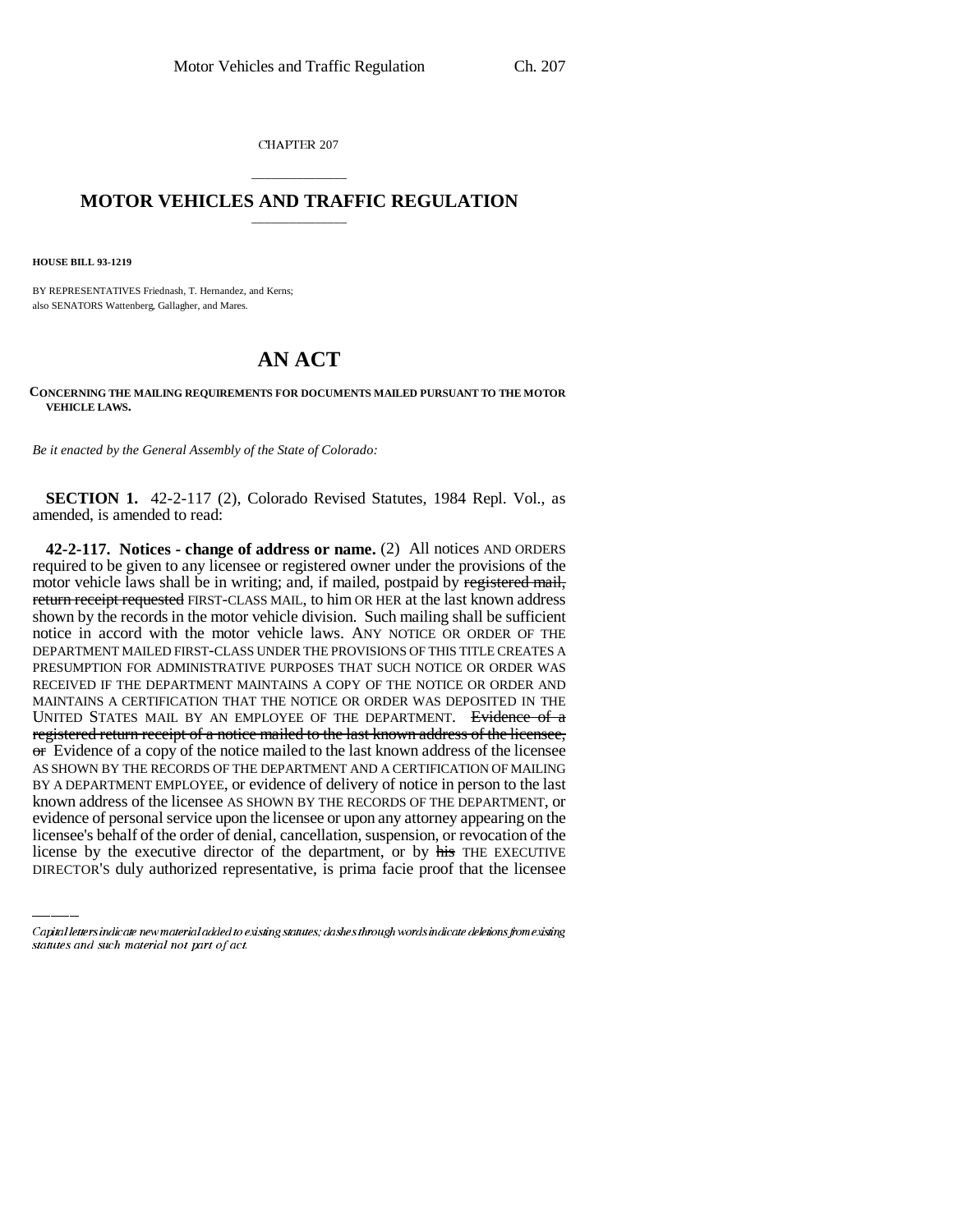CHAPTER 207

## MOTOR VEHICLES AND TRAFFIC REGULATION

**HOUSE BILL 93-1219**

BY REPRESENTATIVES Friednash, T. Hernandez, and Kerns;
also SENATORS Wattenberg, Gallagher, and Mares.

# AN ACT

**CONCERNING THE MAILING REQUIREMENTS FOR DOCUMENTS MAILED PURSUANT TO THE MOTOR VEHICLE LAWS.**

*Be it enacted by the General Assembly of the State of Colorado:*

**SECTION 1.** 42-2-117 (2), Colorado Revised Statutes, 1984 Repl. Vol., as amended, is amended to read:

**42-2-117. Notices - change of address or name.** (2) All notices AND ORDERS required to be given to any licensee or registered owner under the provisions of the motor vehicle laws shall be in writing; and, if mailed, postpaid by ~~registered mail, return receipt requested~~ FIRST-CLASS MAIL, to him OR HER at the last known address shown by the records in the motor vehicle division. Such mailing shall be sufficient notice in accord with the motor vehicle laws. ANY NOTICE OR ORDER OF THE DEPARTMENT MAILED FIRST-CLASS UNDER THE PROVISIONS OF THIS TITLE CREATES A PRESUMPTION FOR ADMINISTRATIVE PURPOSES THAT SUCH NOTICE OR ORDER WAS RECEIVED IF THE DEPARTMENT MAINTAINS A COPY OF THE NOTICE OR ORDER AND MAINTAINS A CERTIFICATION THAT THE NOTICE OR ORDER WAS DEPOSITED IN THE UNITED STATES MAIL BY AN EMPLOYEE OF THE DEPARTMENT. ~~Evidence of a registered return receipt of a notice mailed to the last known address of the licensee, or~~ Evidence of a copy of the notice mailed to the last known address of the licensee AS SHOWN BY THE RECORDS OF THE DEPARTMENT AND A CERTIFICATION OF MAILING BY A DEPARTMENT EMPLOYEE, or evidence of delivery of notice in person to the last known address of the licensee AS SHOWN BY THE RECORDS OF THE DEPARTMENT, or evidence of personal service upon the licensee or upon any attorney appearing on the licensee's behalf of the order of denial, cancellation, suspension, or revocation of the license by the executive director of the department, or by ~~his~~ THE EXECUTIVE DIRECTOR'S duly authorized representative, is prima facie proof that the licensee

*Capital letters indicate new material added to existing statutes; dashes through words indicate deletions from existing statutes and such material not part of act.*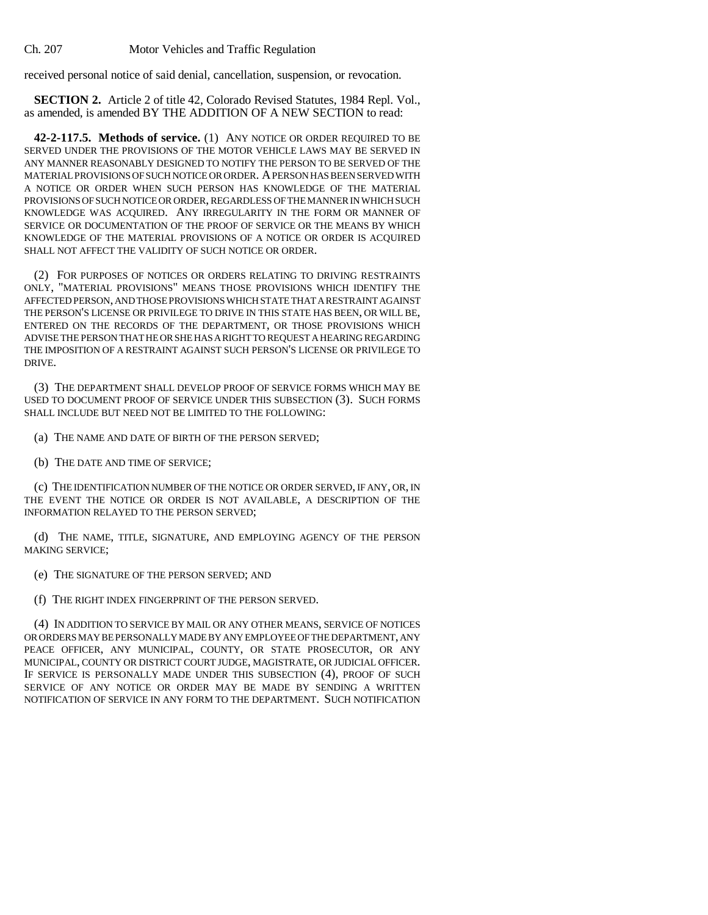received personal notice of said denial, cancellation, suspension, or revocation.

**SECTION 2.** Article 2 of title 42, Colorado Revised Statutes, 1984 Repl. Vol., as amended, is amended BY THE ADDITION OF A NEW SECTION to read:

**42-2-117.5. Methods of service.** (1) ANY NOTICE OR ORDER REQUIRED TO BE SERVED UNDER THE PROVISIONS OF THE MOTOR VEHICLE LAWS MAY BE SERVED IN ANY MANNER REASONABLY DESIGNED TO NOTIFY THE PERSON TO BE SERVED OF THE MATERIAL PROVISIONS OF SUCH NOTICE OR ORDER. A PERSON HAS BEEN SERVED WITH A NOTICE OR ORDER WHEN SUCH PERSON HAS KNOWLEDGE OF THE MATERIAL PROVISIONS OF SUCH NOTICE OR ORDER, REGARDLESS OF THE MANNER IN WHICH SUCH KNOWLEDGE WAS ACQUIRED. ANY IRREGULARITY IN THE FORM OR MANNER OF SERVICE OR DOCUMENTATION OF THE PROOF OF SERVICE OR THE MEANS BY WHICH KNOWLEDGE OF THE MATERIAL PROVISIONS OF A NOTICE OR ORDER IS ACQUIRED SHALL NOT AFFECT THE VALIDITY OF SUCH NOTICE OR ORDER.

(2) FOR PURPOSES OF NOTICES OR ORDERS RELATING TO DRIVING RESTRAINTS ONLY, "MATERIAL PROVISIONS" MEANS THOSE PROVISIONS WHICH IDENTIFY THE AFFECTED PERSON, AND THOSE PROVISIONS WHICH STATE THAT A RESTRAINT AGAINST THE PERSON'S LICENSE OR PRIVILEGE TO DRIVE IN THIS STATE HAS BEEN, OR WILL BE, ENTERED ON THE RECORDS OF THE DEPARTMENT, OR THOSE PROVISIONS WHICH ADVISE THE PERSON THAT HE OR SHE HAS A RIGHT TO REQUEST A HEARING REGARDING THE IMPOSITION OF A RESTRAINT AGAINST SUCH PERSON'S LICENSE OR PRIVILEGE TO DRIVE.

(3) THE DEPARTMENT SHALL DEVELOP PROOF OF SERVICE FORMS WHICH MAY BE USED TO DOCUMENT PROOF OF SERVICE UNDER THIS SUBSECTION (3). SUCH FORMS SHALL INCLUDE BUT NEED NOT BE LIMITED TO THE FOLLOWING:

(a) THE NAME AND DATE OF BIRTH OF THE PERSON SERVED;

(b) THE DATE AND TIME OF SERVICE;

(c) THE IDENTIFICATION NUMBER OF THE NOTICE OR ORDER SERVED, IF ANY, OR, IN THE EVENT THE NOTICE OR ORDER IS NOT AVAILABLE, A DESCRIPTION OF THE INFORMATION RELAYED TO THE PERSON SERVED;

(d) THE NAME, TITLE, SIGNATURE, AND EMPLOYING AGENCY OF THE PERSON MAKING SERVICE;

(e) THE SIGNATURE OF THE PERSON SERVED; AND

(f) THE RIGHT INDEX FINGERPRINT OF THE PERSON SERVED.

(4) IN ADDITION TO SERVICE BY MAIL OR ANY OTHER MEANS, SERVICE OF NOTICES OR ORDERS MAY BE PERSONALLY MADE BY ANY EMPLOYEE OF THE DEPARTMENT, ANY PEACE OFFICER, ANY MUNICIPAL, COUNTY, OR STATE PROSECUTOR, OR ANY MUNICIPAL, COUNTY OR DISTRICT COURT JUDGE, MAGISTRATE, OR JUDICIAL OFFICER. IF SERVICE IS PERSONALLY MADE UNDER THIS SUBSECTION (4), PROOF OF SUCH SERVICE OF ANY NOTICE OR ORDER MAY BE MADE BY SENDING A WRITTEN NOTIFICATION OF SERVICE IN ANY FORM TO THE DEPARTMENT. SUCH NOTIFICATION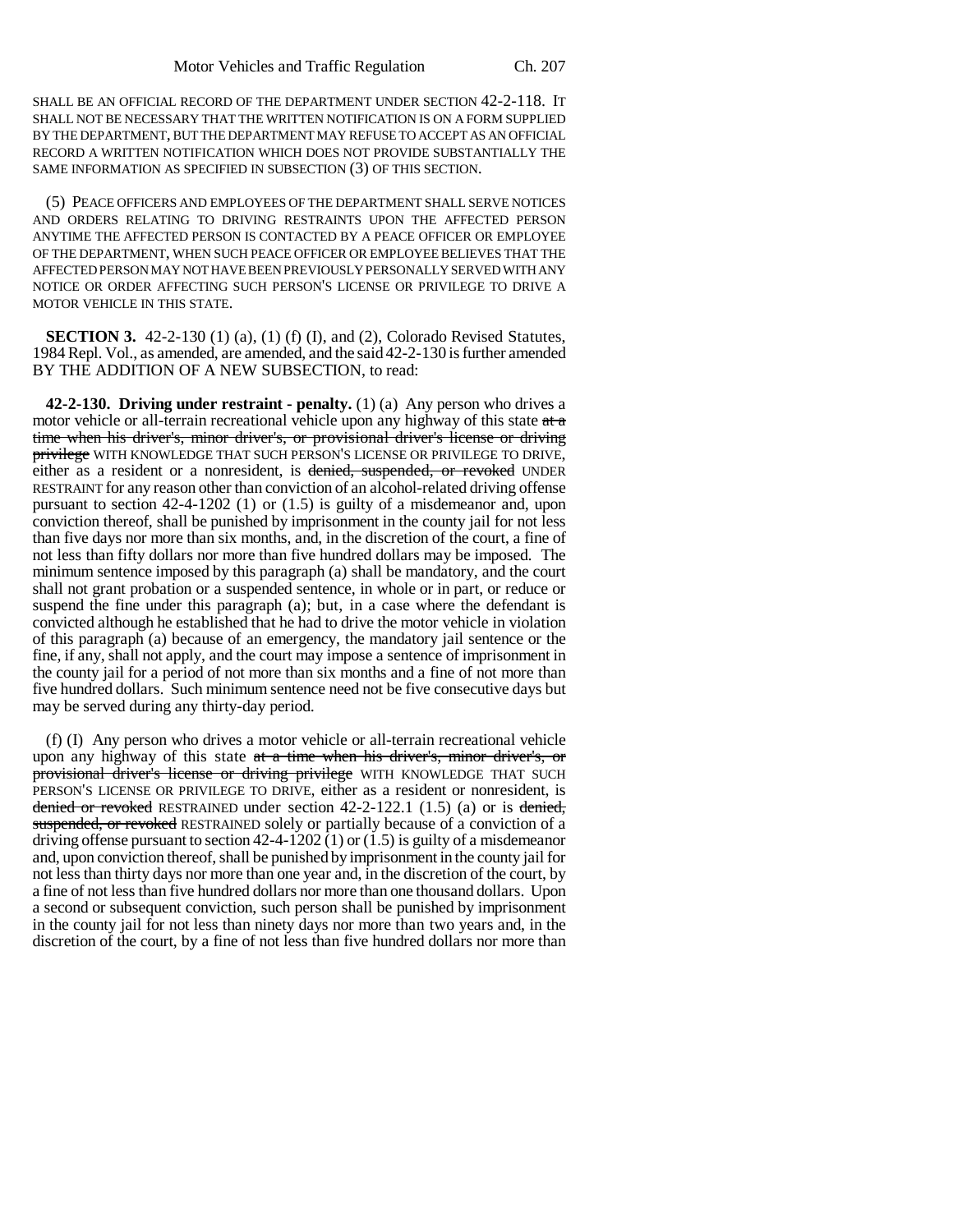SHALL BE AN OFFICIAL RECORD OF THE DEPARTMENT UNDER SECTION 42-2-118. IT SHALL NOT BE NECESSARY THAT THE WRITTEN NOTIFICATION IS ON A FORM SUPPLIED BY THE DEPARTMENT, BUT THE DEPARTMENT MAY REFUSE TO ACCEPT AS AN OFFICIAL RECORD A WRITTEN NOTIFICATION WHICH DOES NOT PROVIDE SUBSTANTIALLY THE SAME INFORMATION AS SPECIFIED IN SUBSECTION (3) OF THIS SECTION.

(5) PEACE OFFICERS AND EMPLOYEES OF THE DEPARTMENT SHALL SERVE NOTICES AND ORDERS RELATING TO DRIVING RESTRAINTS UPON THE AFFECTED PERSON ANYTIME THE AFFECTED PERSON IS CONTACTED BY A PEACE OFFICER OR EMPLOYEE OF THE DEPARTMENT, WHEN SUCH PEACE OFFICER OR EMPLOYEE BELIEVES THAT THE AFFECTED PERSON MAY NOT HAVE BEEN PREVIOUSLY PERSONALLY SERVED WITH ANY NOTICE OR ORDER AFFECTING SUCH PERSON'S LICENSE OR PRIVILEGE TO DRIVE A MOTOR VEHICLE IN THIS STATE.

**SECTION 3.** 42-2-130 (1) (a), (1) (f) (I), and (2), Colorado Revised Statutes, 1984 Repl. Vol., as amended, are amended, and the said 42-2-130 is further amended BY THE ADDITION OF A NEW SUBSECTION, to read:

**42-2-130. Driving under restraint - penalty.** (1) (a) Any person who drives a motor vehicle or all-terrain recreational vehicle upon any highway of this state ~~at a time when his driver's, minor driver's, or provisional driver's license or driving privilege~~ WITH KNOWLEDGE THAT SUCH PERSON'S LICENSE OR PRIVILEGE TO DRIVE, either as a resident or a nonresident, is ~~denied, suspended, or revoked~~ UNDER RESTRAINT for any reason other than conviction of an alcohol-related driving offense pursuant to section 42-4-1202 (1) or (1.5) is guilty of a misdemeanor and, upon conviction thereof, shall be punished by imprisonment in the county jail for not less than five days nor more than six months, and, in the discretion of the court, a fine of not less than fifty dollars nor more than five hundred dollars may be imposed. The minimum sentence imposed by this paragraph (a) shall be mandatory, and the court shall not grant probation or a suspended sentence, in whole or in part, or reduce or suspend the fine under this paragraph (a); but, in a case where the defendant is convicted although he established that he had to drive the motor vehicle in violation of this paragraph (a) because of an emergency, the mandatory jail sentence or the fine, if any, shall not apply, and the court may impose a sentence of imprisonment in the county jail for a period of not more than six months and a fine of not more than five hundred dollars. Such minimum sentence need not be five consecutive days but may be served during any thirty-day period.

(f) (I) Any person who drives a motor vehicle or all-terrain recreational vehicle upon any highway of this state ~~at a time when his driver's, minor driver's, or provisional driver's license or driving privilege~~ WITH KNOWLEDGE THAT SUCH PERSON'S LICENSE OR PRIVILEGE TO DRIVE, either as a resident or nonresident, is ~~denied or revoked~~ RESTRAINED under section 42-2-122.1 (1.5) (a) or is ~~denied, suspended, or revoked~~ RESTRAINED solely or partially because of a conviction of a driving offense pursuant to section 42-4-1202 (1) or (1.5) is guilty of a misdemeanor and, upon conviction thereof, shall be punished by imprisonment in the county jail for not less than thirty days nor more than one year and, in the discretion of the court, by a fine of not less than five hundred dollars nor more than one thousand dollars. Upon a second or subsequent conviction, such person shall be punished by imprisonment in the county jail for not less than ninety days nor more than two years and, in the discretion of the court, by a fine of not less than five hundred dollars nor more than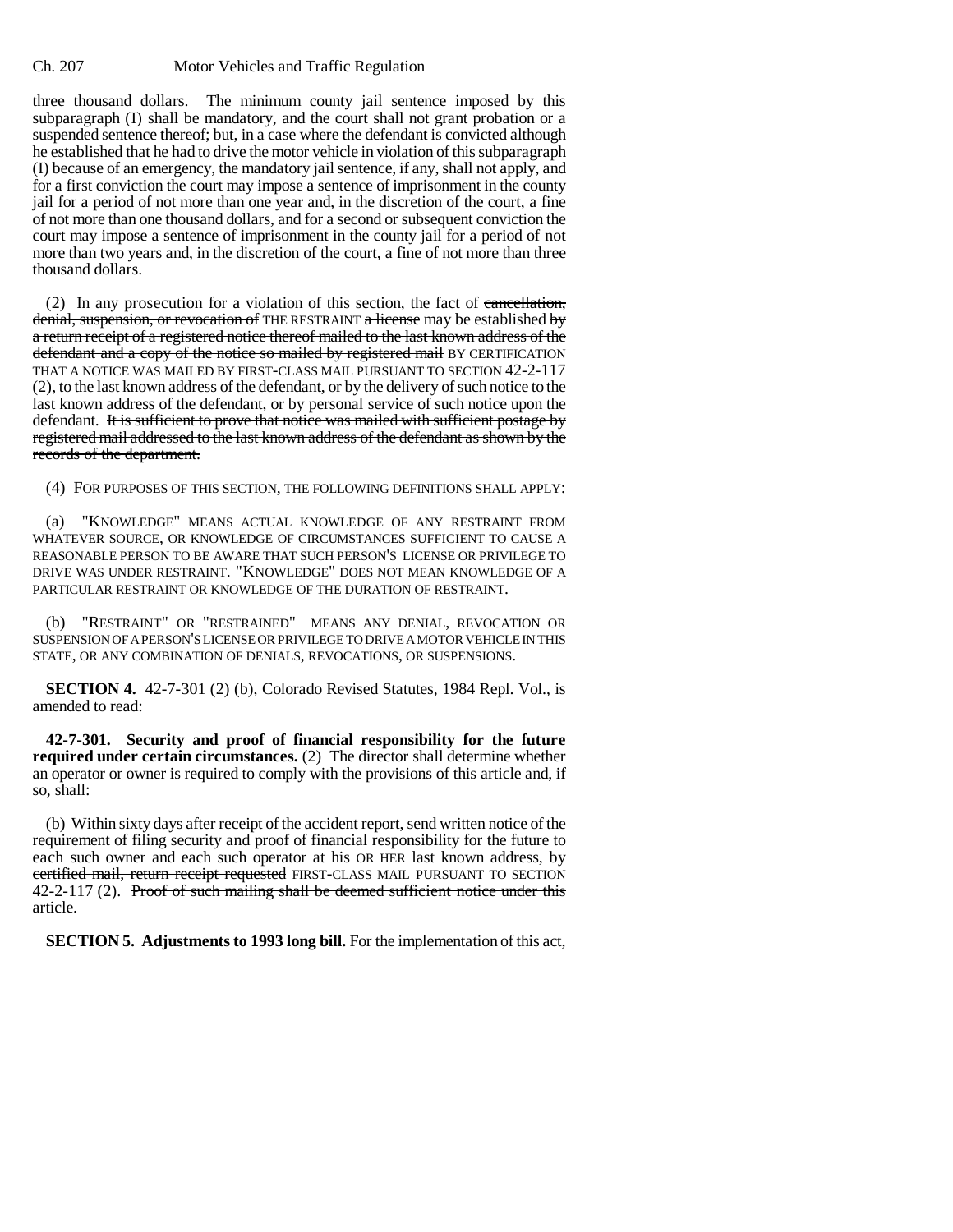three thousand dollars. The minimum county jail sentence imposed by this subparagraph (I) shall be mandatory, and the court shall not grant probation or a suspended sentence thereof; but, in a case where the defendant is convicted although he established that he had to drive the motor vehicle in violation of this subparagraph (I) because of an emergency, the mandatory jail sentence, if any, shall not apply, and for a first conviction the court may impose a sentence of imprisonment in the county jail for a period of not more than one year and, in the discretion of the court, a fine of not more than one thousand dollars, and for a second or subsequent conviction the court may impose a sentence of imprisonment in the county jail for a period of not more than two years and, in the discretion of the court, a fine of not more than three thousand dollars.

(2) In any prosecution for a violation of this section, the fact of ~~cancellation, denial, suspension, or revocation of~~ THE RESTRAINT ~~a license~~ may be established ~~by a return receipt of a registered notice thereof mailed to the last known address of the defendant and a copy of the notice so mailed by registered mail~~ BY CERTIFICATION THAT A NOTICE WAS MAILED BY FIRST-CLASS MAIL PURSUANT TO SECTION 42-2-117 (2), to the last known address of the defendant, or by the delivery of such notice to the last known address of the defendant, or by personal service of such notice upon the defendant. ~~It is sufficient to prove that notice was mailed with sufficient postage by registered mail addressed to the last known address of the defendant as shown by the records of the department.~~

(4) FOR PURPOSES OF THIS SECTION, THE FOLLOWING DEFINITIONS SHALL APPLY:

(a) "KNOWLEDGE" MEANS ACTUAL KNOWLEDGE OF ANY RESTRAINT FROM WHATEVER SOURCE, OR KNOWLEDGE OF CIRCUMSTANCES SUFFICIENT TO CAUSE A REASONABLE PERSON TO BE AWARE THAT SUCH PERSON'S LICENSE OR PRIVILEGE TO DRIVE WAS UNDER RESTRAINT. "KNOWLEDGE" DOES NOT MEAN KNOWLEDGE OF A PARTICULAR RESTRAINT OR KNOWLEDGE OF THE DURATION OF RESTRAINT.

(b) "RESTRAINT" OR "RESTRAINED" MEANS ANY DENIAL, REVOCATION OR SUSPENSION OF A PERSON'S LICENSE OR PRIVILEGE TO DRIVE A MOTOR VEHICLE IN THIS STATE, OR ANY COMBINATION OF DENIALS, REVOCATIONS, OR SUSPENSIONS.

**SECTION 4.** 42-7-301 (2) (b), Colorado Revised Statutes, 1984 Repl. Vol., is amended to read:

**42-7-301. Security and proof of financial responsibility for the future required under certain circumstances.** (2) The director shall determine whether an operator or owner is required to comply with the provisions of this article and, if so, shall:

(b) Within sixty days after receipt of the accident report, send written notice of the requirement of filing security and proof of financial responsibility for the future to each such owner and each such operator at his OR HER last known address, by ~~certified mail, return receipt requested~~ FIRST-CLASS MAIL PURSUANT TO SECTION 42-2-117 (2). ~~Proof of such mailing shall be deemed sufficient notice under this article.~~

**SECTION 5. Adjustments to 1993 long bill.** For the implementation of this act,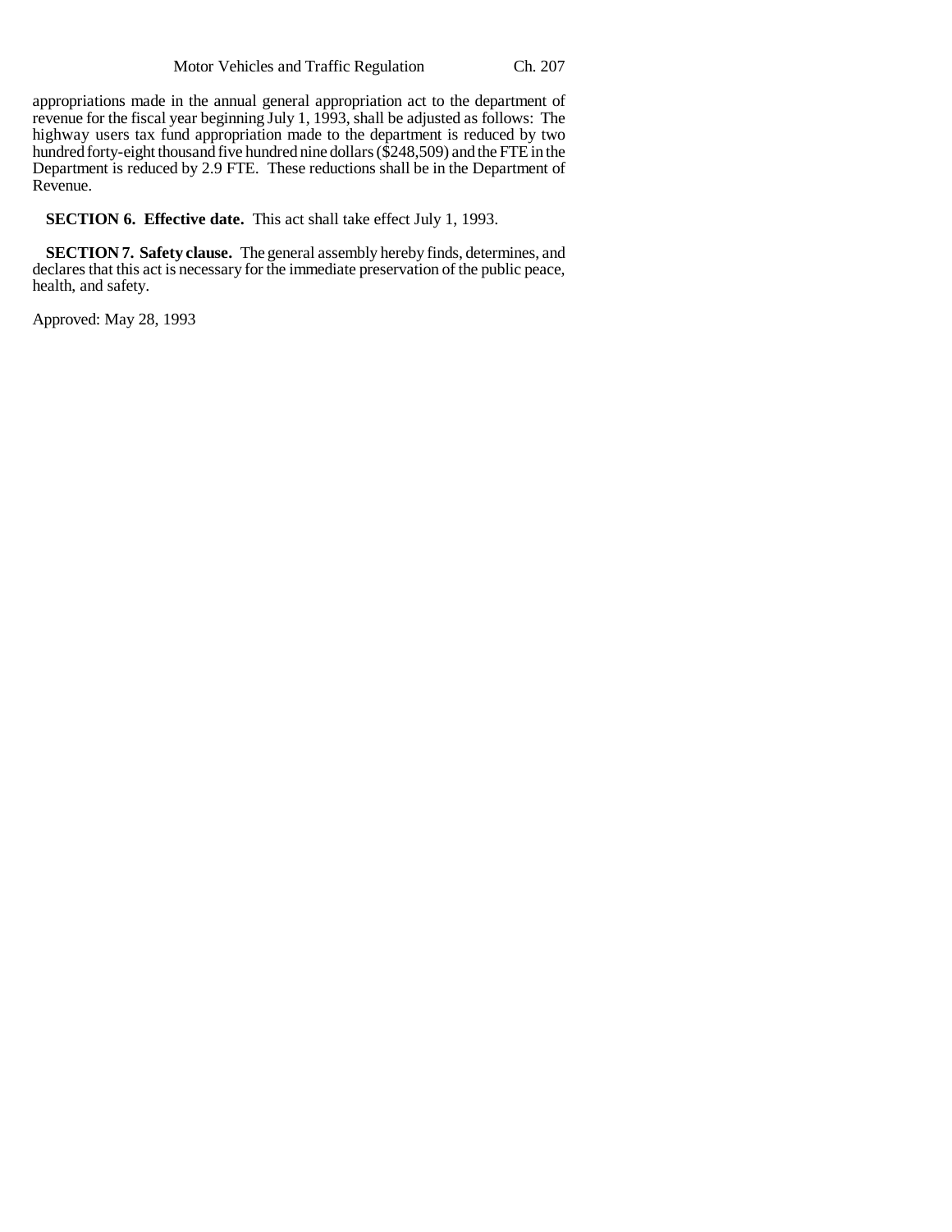appropriations made in the annual general appropriation act to the department of revenue for the fiscal year beginning July 1, 1993, shall be adjusted as follows: The highway users tax fund appropriation made to the department is reduced by two hundred forty-eight thousand five hundred nine dollars ($248,509) and the FTE in the Department is reduced by 2.9 FTE. These reductions shall be in the Department of Revenue.

**SECTION 6. Effective date.** This act shall take effect July 1, 1993.

**SECTION 7. Safety clause.** The general assembly hereby finds, determines, and declares that this act is necessary for the immediate preservation of the public peace, health, and safety.

Approved: May 28, 1993